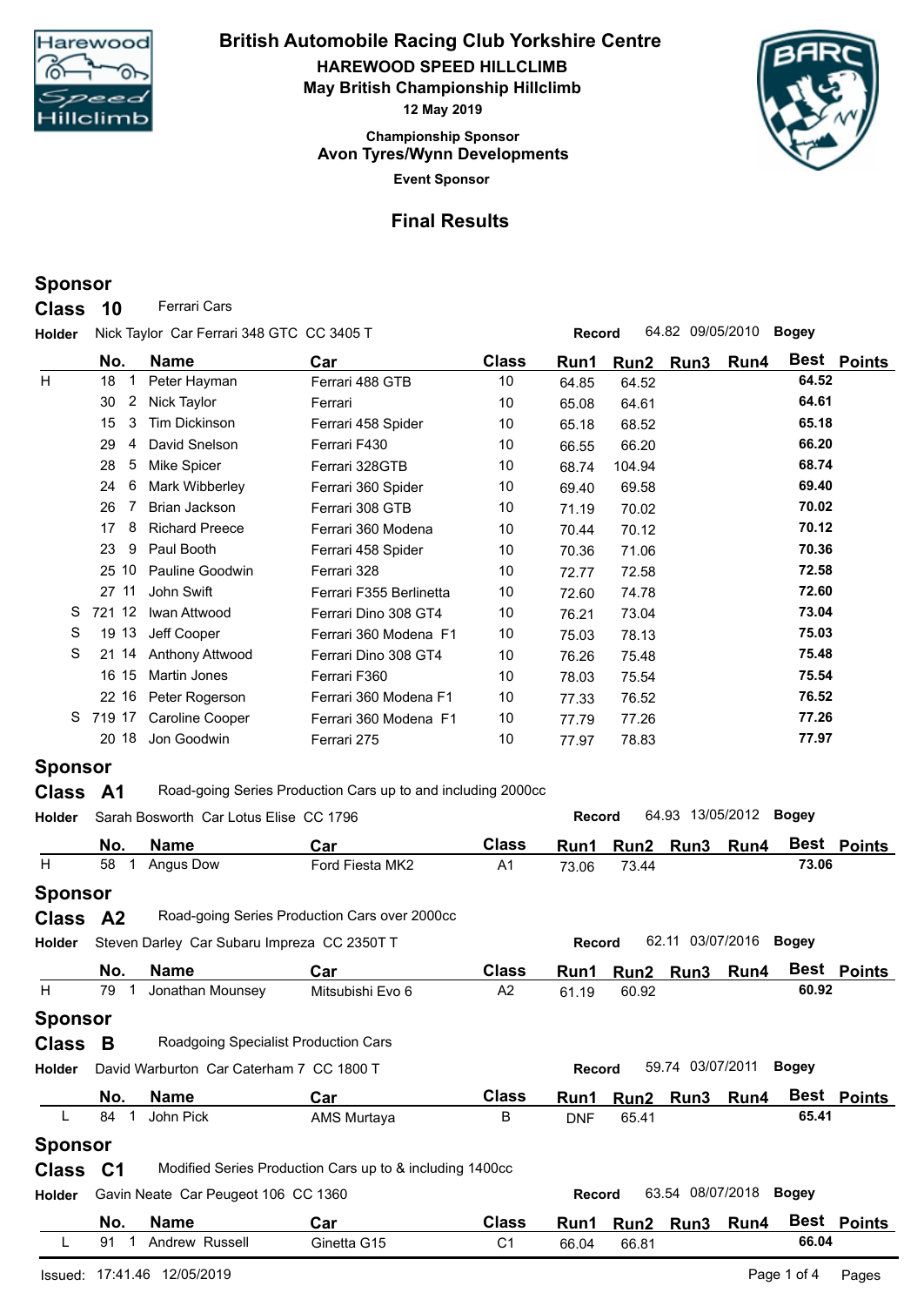# British Automobile Racing Club Yorkshire Centre

## HAREWOOD SPEED HILLCLIMB

### May British Championship Hillclimb

**12 May 2019**

**Championship Sponsor**

**Avon Tyres/Wynn Developments**

**Event Sponsor**

## Final Results

**Sponsor**

**Class 10** Ferrari Cars

**Holder** Nick Taylor Car Ferrari 348 GTC CC 3405 T **Record** 64.82 09/05/2010 **Bogey**

| | No. | | Name | Car | Class | Run1 | Run2 | Run3 | Run4 | Best | Points |
|---|---|---|---|---|---|---|---|---|---|---|---|
| H | 18 | 1 | Peter Hayman | Ferrari 488 GTB | 10 | 64.85 | 64.52 | | | **64.52** | |
| | 30 | 2 | Nick Taylor | Ferrari | 10 | 65.08 | 64.61 | | | **64.61** | |
| | 15 | 3 | Tim Dickinson | Ferrari 458 Spider | 10 | 65.18 | 68.52 | | | **65.18** | |
| | 29 | 4 | David Snelson | Ferrari F430 | 10 | 66.55 | 66.20 | | | **66.20** | |
| | 28 | 5 | Mike Spicer | Ferrari 328GTB | 10 | 68.74 | 104.94 | | | **68.74** | |
| | 24 | 6 | Mark Wibberley | Ferrari 360 Spider | 10 | 69.40 | 69.58 | | | **69.40** | |
| | 26 | 7 | Brian Jackson | Ferrari 308 GTB | 10 | 71.19 | 70.02 | | | **70.02** | |
| | 17 | 8 | Richard Preece | Ferrari 360 Modena | 10 | 70.44 | 70.12 | | | **70.12** | |
| | 23 | 9 | Paul Booth | Ferrari 458 Spider | 10 | 70.36 | 71.06 | | | **70.36** | |
| | 25 | 10 | Pauline Goodwin | Ferrari 328 | 10 | 72.77 | 72.58 | | | **72.58** | |
| | 27 | 11 | John Swift | Ferrari F355 Berlinetta | 10 | 72.60 | 74.78 | | | **72.60** | |
| S | 721 | 12 | Iwan Attwood | Ferrari Dino 308 GT4 | 10 | 76.21 | 73.04 | | | **73.04** | |
| S | 19 | 13 | Jeff Cooper | Ferrari 360 Modena F1 | 10 | 75.03 | 78.13 | | | **75.03** | |
| S | 21 | 14 | Anthony Attwood | Ferrari Dino 308 GT4 | 10 | 76.26 | 75.48 | | | **75.48** | |
| | 16 | 15 | Martin Jones | Ferrari F360 | 10 | 78.03 | 75.54 | | | **75.54** | |
| | 22 | 16 | Peter Rogerson | Ferrari 360 Modena F1 | 10 | 77.33 | 76.52 | | | **76.52** | |
| S | 719 | 17 | Caroline Cooper | Ferrari 360 Modena F1 | 10 | 77.79 | 77.26 | | | **77.26** | |
| | 20 | 18 | Jon Goodwin | Ferrari 275 | 10 | 77.97 | 78.83 | | | **77.97** | |

**Sponsor**

**Class A1** Road-going Series Production Cars up to and including 2000cc

**Holder** Sarah Bosworth Car Lotus Elise CC 1796 **Record** 64.93 13/05/2012 **Bogey**

| | No. | | Name | Car | Class | Run1 | Run2 | Run3 | Run4 | Best | Points |
|---|---|---|---|---|---|---|---|---|---|---|---|
| H | 58 | 1 | Angus Dow | Ford Fiesta MK2 | A1 | 73.06 | 73.44 | | | **73.06** | |

**Sponsor**

**Class A2** Road-going Series Production Cars over 2000cc

**Holder** Steven Darley Car Subaru Impreza CC 2350T T **Record** 62.11 03/07/2016 **Bogey**

| | No. | | Name | Car | Class | Run1 | Run2 | Run3 | Run4 | Best | Points |
|---|---|---|---|---|---|---|---|---|---|---|---|
| H | 79 | 1 | Jonathan Mounsey | Mitsubishi Evo 6 | A2 | 61.19 | 60.92 | | | **60.92** | |

**Sponsor**

**Class B** Roadgoing Specialist Production Cars

**Holder** David Warburton Car Caterham 7 CC 1800 T **Record** 59.74 03/07/2011 **Bogey**

| | No. | | Name | Car | Class | Run1 | Run2 | Run3 | Run4 | Best | Points |
|---|---|---|---|---|---|---|---|---|---|---|---|
| L | 84 | 1 | John Pick | AMS Murtaya | B | DNF | 65.41 | | | **65.41** | |

**Sponsor**

**Class C1** Modified Series Production Cars up to & including 1400cc

**Holder** Gavin Neate Car Peugeot 106 CC 1360 **Record** 63.54 08/07/2018 **Bogey**

| | No. | | Name | Car | Class | Run1 | Run2 | Run3 | Run4 | Best | Points |
|---|---|---|---|---|---|---|---|---|---|---|---|
| L | 91 | 1 | Andrew Russell | Ginetta G15 | C1 | 66.04 | 66.81 | | | **66.04** | |

Issued: 17:41.46 12/05/2019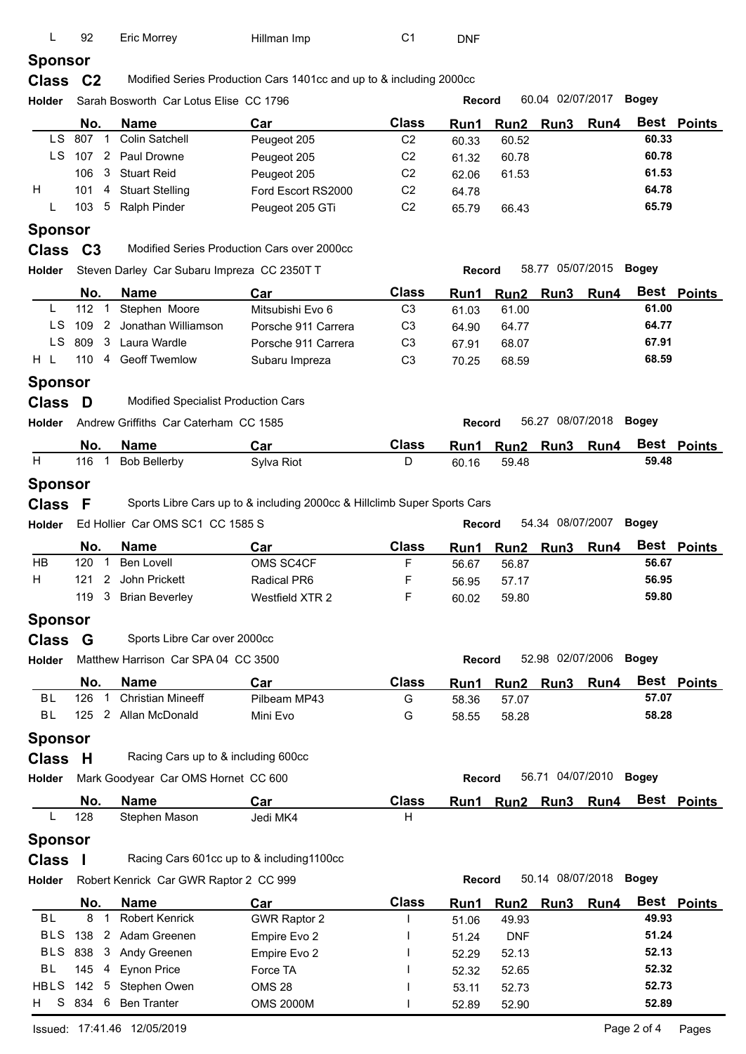| | No. | | Name | Car | Class | Run1 | Run2 | Run3 | Run4 | Best | Points |
|---|---|---|---|---|---|---|---|---|---|---|---|
| L | 92 | | Eric Morrey | Hillman Imp | C1 | DNF | | | | | |

**Sponsor**

## Class C2

Modified Series Production Cars 1401cc and up to & including 2000cc

**Holder** Sarah Bosworth Car Lotus Elise CC 1796 — **Record** 60.04 02/07/2017 **Bogey**

| | No. | | Name | Car | Class | Run1 | Run2 | Run3 | Run4 | Best | Points |
|---|---|---|---|---|---|---|---|---|---|---|---|
| LS | 807 | 1 | Colin Satchell | Peugeot 205 | C2 | 60.33 | 60.52 | | | 60.33 | |
| LS | 107 | 2 | Paul Drowne | Peugeot 205 | C2 | 61.32 | 60.78 | | | 60.78 | |
| | 106 | 3 | Stuart Reid | Peugeot 205 | C2 | 62.06 | 61.53 | | | 61.53 | |
| H | 101 | 4 | Stuart Stelling | Ford Escort RS2000 | C2 | 64.78 | | | | 64.78 | |
| L | 103 | 5 | Ralph Pinder | Peugeot 205 GTi | C2 | 65.79 | 66.43 | | | 65.79 | |

**Sponsor**

## Class C3

Modified Series Production Cars over 2000cc

**Holder** Steven Darley Car Subaru Impreza CC 2350T T — **Record** 58.77 05/07/2015 **Bogey**

| | No. | | Name | Car | Class | Run1 | Run2 | Run3 | Run4 | Best | Points |
|---|---|---|---|---|---|---|---|---|---|---|---|
| L | 112 | 1 | Stephen Moore | Mitsubishi Evo 6 | C3 | 61.03 | 61.00 | | | 61.00 | |
| LS | 109 | 2 | Jonathan Williamson | Porsche 911 Carrera | C3 | 64.90 | 64.77 | | | 64.77 | |
| LS | 809 | 3 | Laura Wardle | Porsche 911 Carrera | C3 | 67.91 | 68.07 | | | 67.91 | |
| H L | 110 | 4 | Geoff Twemlow | Subaru Impreza | C3 | 70.25 | 68.59 | | | 68.59 | |

**Sponsor**

## Class D

Modified Specialist Production Cars

**Holder** Andrew Griffiths Car Caterham CC 1585 — **Record** 56.27 08/07/2018 **Bogey**

| | No. | | Name | Car | Class | Run1 | Run2 | Run3 | Run4 | Best | Points |
|---|---|---|---|---|---|---|---|---|---|---|---|
| H | 116 | 1 | Bob Bellerby | Sylva Riot | D | 60.16 | 59.48 | | | 59.48 | |

**Sponsor**

## Class F

Sports Libre Cars up to & including 2000cc & Hillclimb Super Sports Cars

**Holder** Ed Hollier Car OMS SC1 CC 1585 S — **Record** 54.34 08/07/2007 **Bogey**

| | No. | | Name | Car | Class | Run1 | Run2 | Run3 | Run4 | Best | Points |
|---|---|---|---|---|---|---|---|---|---|---|---|
| HB | 120 | 1 | Ben Lovell | OMS SC4CF | F | 56.67 | 56.87 | | | 56.67 | |
| H | 121 | 2 | John Prickett | Radical PR6 | F | 56.95 | 57.17 | | | 56.95 | |
| | 119 | 3 | Brian Beverley | Westfield XTR 2 | F | 60.02 | 59.80 | | | 59.80 | |

**Sponsor**

## Class G

Sports Libre Car over 2000cc

**Holder** Matthew Harrison Car SPA 04 CC 3500 — **Record** 52.98 02/07/2006 **Bogey**

| | No. | | Name | Car | Class | Run1 | Run2 | Run3 | Run4 | Best | Points |
|---|---|---|---|---|---|---|---|---|---|---|---|
| BL | 126 | 1 | Christian Mineeff | Pilbeam MP43 | G | 58.36 | 57.07 | | | 57.07 | |
| BL | 125 | 2 | Allan McDonald | Mini Evo | G | 58.55 | 58.28 | | | 58.28 | |

**Sponsor**

## Class H

Racing Cars up to & including 600cc

**Holder** Mark Goodyear Car OMS Hornet CC 600 — **Record** 56.71 04/07/2010 **Bogey**

| | No. | | Name | Car | Class | Run1 | Run2 | Run3 | Run4 | Best | Points |
|---|---|---|---|---|---|---|---|---|---|---|---|
| L | 128 | | Stephen Mason | Jedi MK4 | H | | | | | | |

**Sponsor**

## Class I

Racing Cars 601cc up to & including1100cc

**Holder** Robert Kenrick Car GWR Raptor 2 CC 999 — **Record** 50.14 08/07/2018 **Bogey**

| | No. | | Name | Car | Class | Run1 | Run2 | Run3 | Run4 | Best | Points |
|---|---|---|---|---|---|---|---|---|---|---|---|
| BL | 8 | 1 | Robert Kenrick | GWR Raptor 2 | I | 51.06 | 49.93 | | | 49.93 | |
| BLS | 138 | 2 | Adam Greenen | Empire Evo 2 | I | 51.24 | DNF | | | 51.24 | |
| BLS | 838 | 3 | Andy Greenen | Empire Evo 2 | I | 52.29 | 52.13 | | | 52.13 | |
| BL | 145 | 4 | Eynon Price | Force TA | I | 52.32 | 52.65 | | | 52.32 | |
| HBLS | 142 | 5 | Stephen Owen | OMS 28 | I | 53.11 | 52.73 | | | 52.73 | |
| H S | 834 | 6 | Ben Tranter | OMS 2000M | I | 52.89 | 52.90 | | | 52.89 | |

Issued: 17:41.46 12/05/2019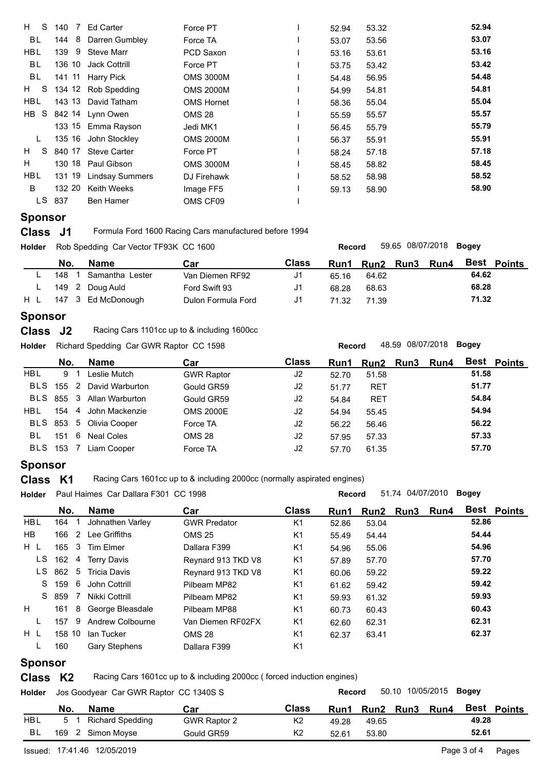| | No. | | Name | Car | Class | Run1 | Run2 | Run3 | Run4 | Best | Points |
|---|---|---|---|---|---|---|---|---|---|---|---|
| H S | 140 | 7 | Ed Carter | Force PT | I | 52.94 | 53.32 | | | 52.94 | |
| BL | 144 | 8 | Darren Gumbley | Force TA | I | 53.07 | 53.56 | | | 53.07 | |
| HBL | 139 | 9 | Steve Marr | PCD Saxon | I | 53.16 | 53.61 | | | 53.16 | |
| BL | 136 | 10 | Jack Cottrill | Force PT | I | 53.75 | 53.42 | | | 53.42 | |
| BL | 141 | 11 | Harry Pick | OMS 3000M | I | 54.48 | 56.95 | | | 54.48 | |
| H S | 134 | 12 | Rob Spedding | OMS 2000M | I | 54.99 | 54.81 | | | 54.81 | |
| HBL | 143 | 13 | David Tatham | OMS Hornet | I | 58.36 | 55.04 | | | 55.04 | |
| HB S | 842 | 14 | Lynn Owen | OMS 28 | I | 55.59 | 55.57 | | | 55.57 | |
| | 133 | 15 | Emma Rayson | Jedi MK1 | I | 56.45 | 55.79 | | | 55.79 | |
| L | 135 | 16 | John Stockley | OMS 2000M | I | 56.37 | 55.91 | | | 55.91 | |
| H S | 840 | 17 | Steve Carter | Force PT | I | 58.24 | 57.18 | | | 57.18 | |
| H | 130 | 18 | Paul Gibson | OMS 3000M | I | 58.45 | 58.82 | | | 58.45 | |
| HBL | 131 | 19 | Lindsay Summers | DJ Firehawk | I | 58.52 | 58.98 | | | 58.52 | |
| B | 132 | 20 | Keith Weeks | Image FF5 | I | 59.13 | 58.90 | | | 58.90 | |
| LS | 837 | | Ben Hamer | OMS CF09 | I | | | | | | |

## Sponsor

## Class J1 — Formula Ford 1600 Racing Cars manufactured before 1994

**Holder** Rob Spedding Car Vector TF93K CC 1600 — **Record** 59.65 08/07/2018 **Bogey**

| | No. | | Name | Car | Class | Run1 | Run2 | Run3 | Run4 | Best | Points |
|---|---|---|---|---|---|---|---|---|---|---|---|
| L | 148 | 1 | Samantha Lester | Van Diemen RF92 | J1 | 65.16 | 64.62 | | | 64.62 | |
| L | 149 | 2 | Doug Auld | Ford Swift 93 | J1 | 68.28 | 68.63 | | | 68.28 | |
| H L | 147 | 3 | Ed McDonough | Dulon Formula Ford | J1 | 71.32 | 71.39 | | | 71.32 | |

## Sponsor

## Class J2 — Racing Cars 1101cc up to & including 1600cc

**Holder** Richard Spedding Car GWR Raptor CC 1598 — **Record** 48.59 08/07/2018 **Bogey**

| | No. | | Name | Car | Class | Run1 | Run2 | Run3 | Run4 | Best | Points |
|---|---|---|---|---|---|---|---|---|---|---|---|
| HBL | 9 | 1 | Leslie Mutch | GWR Raptor | J2 | 52.70 | 51.58 | | | 51.58 | |
| BLS | 155 | 2 | David Warburton | Gould GR59 | J2 | 51.77 | RET | | | 51.77 | |
| BLS | 855 | 3 | Allan Warburton | Gould GR59 | J2 | 54.84 | RET | | | 54.84 | |
| HBL | 154 | 4 | John Mackenzie | OMS 2000E | J2 | 54.94 | 55.45 | | | 54.94 | |
| BLS | 853 | 5 | Olivia Cooper | Force TA | J2 | 56.22 | 56.46 | | | 56.22 | |
| BL | 151 | 6 | Neal Coles | OMS 28 | J2 | 57.95 | 57.33 | | | 57.33 | |
| BLS | 153 | 7 | Liam Cooper | Force TA | J2 | 57.70 | 61.35 | | | 57.70 | |

## Sponsor

## Class K1 — Racing Cars 1601cc up to & including 2000cc (normally aspirated engines)

**Holder** Paul Haimes Car Dallara F301 CC 1998 — **Record** 51.74 04/07/2010 **Bogey**

| | No. | | Name | Car | Class | Run1 | Run2 | Run3 | Run4 | Best | Points |
|---|---|---|---|---|---|---|---|---|---|---|---|
| HBL | 164 | 1 | Johnathen Varley | GWR Predator | K1 | 52.86 | 53.04 | | | 52.86 | |
| HB | 166 | 2 | Lee Griffiths | OMS 25 | K1 | 55.49 | 54.44 | | | 54.44 | |
| H L | 165 | 3 | Tim Elmer | Dallara F399 | K1 | 54.96 | 55.06 | | | 54.96 | |
| LS | 162 | 4 | Terry Davis | Reynard 913 TKD V8 | K1 | 57.89 | 57.70 | | | 57.70 | |
| LS | 862 | 5 | Tricia Davis | Reynard 913 TKD V8 | K1 | 60.06 | 59.22 | | | 59.22 | |
| S | 159 | 6 | John Cottrill | Pilbeam MP82 | K1 | 61.62 | 59.42 | | | 59.42 | |
| S | 859 | 7 | Nikki Cottrill | Pilbeam MP82 | K1 | 59.93 | 61.32 | | | 59.93 | |
| H | 161 | 8 | George Bleasdale | Pilbeam MP88 | K1 | 60.73 | 60.43 | | | 60.43 | |
| L | 157 | 9 | Andrew Colbourne | Van Diemen RF02FX | K1 | 62.60 | 62.31 | | | 62.31 | |
| H L | 158 | 10 | Ian Tucker | OMS 28 | K1 | 62.37 | 63.41 | | | 62.37 | |
| L | 160 | | Gary Stephens | Dallara F399 | K1 | | | | | | |

## Sponsor

## Class K2 — Racing Cars 1601cc up to & including 2000cc ( forced induction engines)

**Holder** Jos Goodyear Car GWR Raptor CC 1340S S — **Record** 50.10 10/05/2015 **Bogey**

| | No. | | Name | Car | Class | Run1 | Run2 | Run3 | Run4 | Best | Points |
|---|---|---|---|---|---|---|---|---|---|---|---|
| HBL | 5 | 1 | Richard Spedding | GWR Raptor 2 | K2 | 49.28 | 49.65 | | | 49.28 | |
| BL | 169 | 2 | Simon Moyse | Gould GR59 | K2 | 52.61 | 53.80 | | | 52.61 | |

Issued: 17:41.46 12/05/2019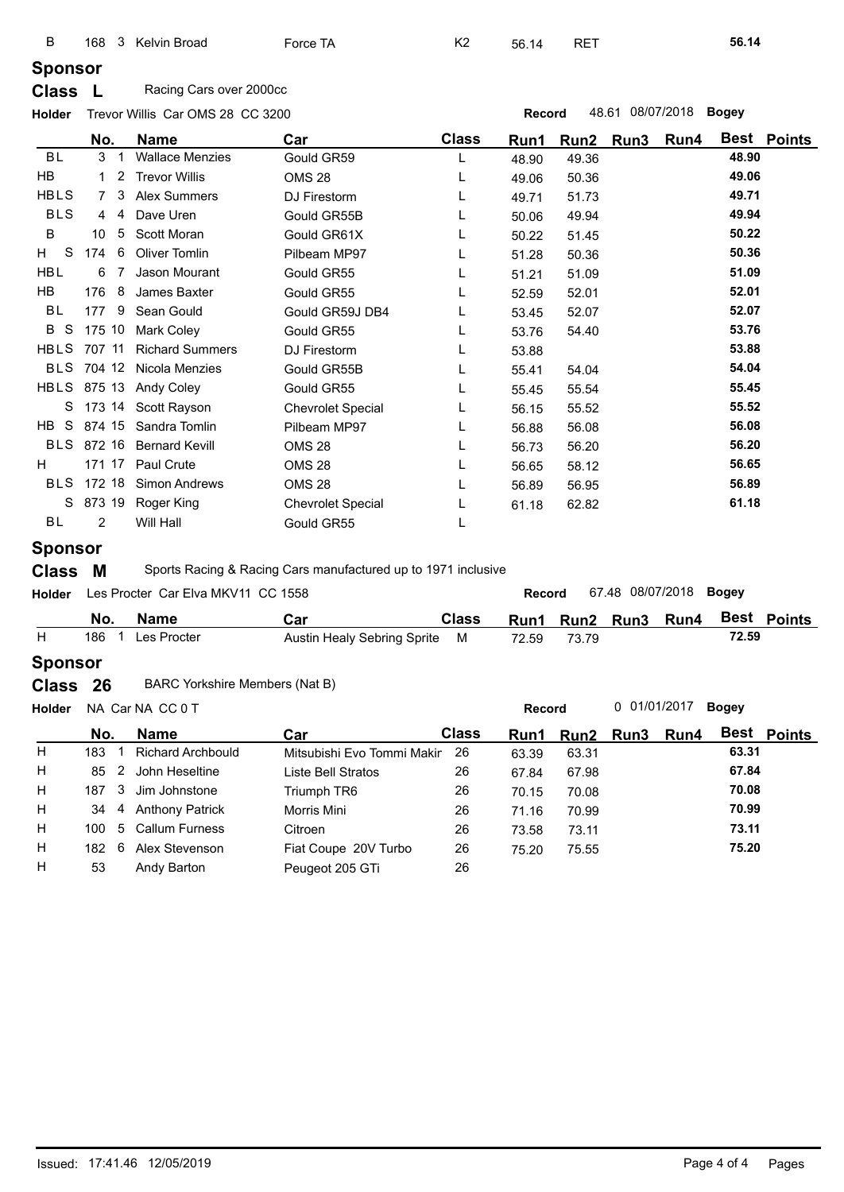| | | | | | | | | | | | |
|---|---|---|---|---|---|---|---|---|---|---|---|
| B | 168 | 3 | Kelvin Broad | Force TA | K2 | 56.14 | RET | | | 56.14 | |

## Sponsor

**Class L** Racing Cars over 2000cc

**Holder** Trevor Willis Car OMS 28 CC 3200 **Record** 48.61 08/07/2018 **Bogey**

| | No. | | Name | Car | Class | Run1 | Run2 | Run3 | Run4 | Best | Points |
|---|---|---|---|---|---|---|---|---|---|---|---|
| BL | 3 | 1 | Wallace Menzies | Gould GR59 | L | 48.90 | 49.36 | | | 48.90 | |
| HB | 1 | 2 | Trevor Willis | OMS 28 | L | 49.06 | 50.36 | | | 49.06 | |
| HBLS | 7 | 3 | Alex Summers | DJ Firestorm | L | 49.71 | 51.73 | | | 49.71 | |
| BLS | 4 | 4 | Dave Uren | Gould GR55B | L | 50.06 | 49.94 | | | 49.94 | |
| B | 10 | 5 | Scott Moran | Gould GR61X | L | 50.22 | 51.45 | | | 50.22 | |
| H S | 174 | 6 | Oliver Tomlin | Pilbeam MP97 | L | 51.28 | 50.36 | | | 50.36 | |
| HBL | 6 | 7 | Jason Mourant | Gould GR55 | L | 51.21 | 51.09 | | | 51.09 | |
| HB | 176 | 8 | James Baxter | Gould GR55 | L | 52.59 | 52.01 | | | 52.01 | |
| BL | 177 | 9 | Sean Gould | Gould GR59J DB4 | L | 53.45 | 52.07 | | | 52.07 | |
| B S | 175 | 10 | Mark Coley | Gould GR55 | L | 53.76 | 54.40 | | | 53.76 | |
| HBLS | 707 | 11 | Richard Summers | DJ Firestorm | L | 53.88 | | | | 53.88 | |
| BLS | 704 | 12 | Nicola Menzies | Gould GR55B | L | 55.41 | 54.04 | | | 54.04 | |
| HBLS | 875 | 13 | Andy Coley | Gould GR55 | L | 55.45 | 55.54 | | | 55.45 | |
| S | 173 | 14 | Scott Rayson | Chevrolet Special | L | 56.15 | 55.52 | | | 55.52 | |
| HB S | 874 | 15 | Sandra Tomlin | Pilbeam MP97 | L | 56.88 | 56.08 | | | 56.08 | |
| BLS | 872 | 16 | Bernard Kevill | OMS 28 | L | 56.73 | 56.20 | | | 56.20 | |
| H | 171 | 17 | Paul Crute | OMS 28 | L | 56.65 | 58.12 | | | 56.65 | |
| BLS | 172 | 18 | Simon Andrews | OMS 28 | L | 56.89 | 56.95 | | | 56.89 | |
| S | 873 | 19 | Roger King | Chevrolet Special | L | 61.18 | 62.82 | | | 61.18 | |
| BL | 2 | | Will Hall | Gould GR55 | L | | | | | | |

## Sponsor

**Class M** Sports Racing & Racing Cars manufactured up to 1971 inclusive

**Holder** Les Procter Car Elva MKV11 CC 1558 **Record** 67.48 08/07/2018 **Bogey**

| | No. | | Name | Car | Class | Run1 | Run2 | Run3 | Run4 | Best | Points |
|---|---|---|---|---|---|---|---|---|---|---|---|
| H | 186 | 1 | Les Procter | Austin Healy Sebring Sprite | M | 72.59 | 73.79 | | | 72.59 | |

## Sponsor

**Class 26** BARC Yorkshire Members (Nat B)

**Holder** NA Car NA CC 0 T **Record** 0 01/01/2017 **Bogey**

| | No. | | Name | Car | Class | Run1 | Run2 | Run3 | Run4 | Best | Points |
|---|---|---|---|---|---|---|---|---|---|---|---|
| H | 183 | 1 | Richard Archbould | Mitsubishi Evo Tommi Makir | 26 | 63.39 | 63.31 | | | 63.31 | |
| H | 85 | 2 | John Heseltine | Liste Bell Stratos | 26 | 67.84 | 67.98 | | | 67.84 | |
| H | 187 | 3 | Jim Johnstone | Triumph TR6 | 26 | 70.15 | 70.08 | | | 70.08 | |
| H | 34 | 4 | Anthony Patrick | Morris Mini | 26 | 71.16 | 70.99 | | | 70.99 | |
| H | 100 | 5 | Callum Furness | Citroen | 26 | 73.58 | 73.11 | | | 73.11 | |
| H | 182 | 6 | Alex Stevenson | Fiat Coupe 20V Turbo | 26 | 75.20 | 75.55 | | | 75.20 | |
| H | 53 | | Andy Barton | Peugeot 205 GTi | 26 | | | | | | |

Issued: 17:41.46 12/05/2019